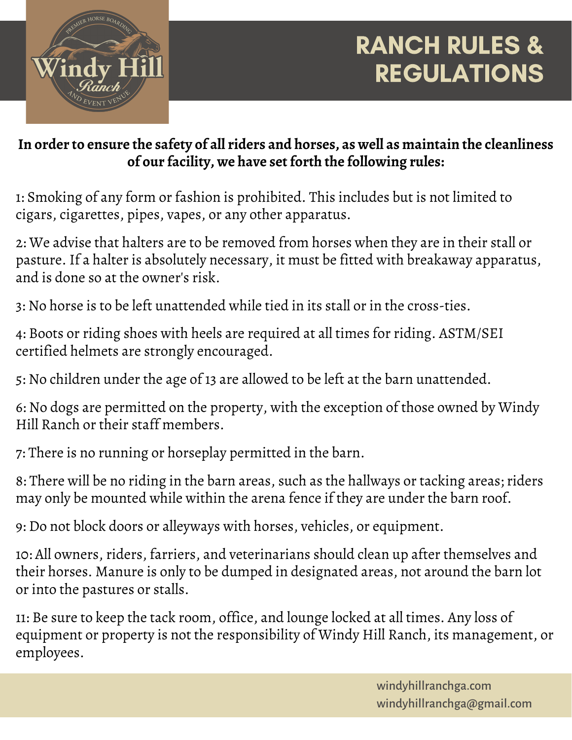# RANCH RULES & REGULATIONS

**In order to ensure the safety of all riders and horses, as well as maintain the cleanliness of our facility, we have set forth the following rules:**

1: Smoking of any form or fashion is prohibited. This includes but is not limited to cigars, cigarettes, pipes, vapes, or any other apparatus.

2: We advise that halters are to be removed from horses when they are in their stall or pasture. If a halter is absolutely necessary, it must be fitted with breakaway apparatus, and is done so at the owner's risk.

3: No horse is to be left unattended while tied in its stall or in the cross-ties.

4: Boots or riding shoes with heels are required at all times for riding. ASTM/SEI certified helmets are strongly encouraged.

5: No children under the age of 13 are allowed to be left at the barn unattended.

6: No dogs are permitted on the property, with the exception of those owned by Windy Hill Ranch or their staff members.

7: There is no running or horseplay permitted in the barn.

8: There will be no riding in the barn areas, such as the hallways or tacking areas; riders may only be mounted while within the arena fence if they are under the barn roof.

9: Do not block doors or alleyways with horses, vehicles, or equipment.

10: All owners, riders, farriers, and veterinarians should clean up after themselves and their horses. Manure is only to be dumped in designated areas, not around the barn lot or into the pastures or stalls.

11: Be sure to keep the tack room, office, and lounge locked at all times. Any loss of equipment or property is not the responsibility of Windy Hill Ranch, its management, or employees.

windyhillranchga.com
windyhillranchga@gmail.com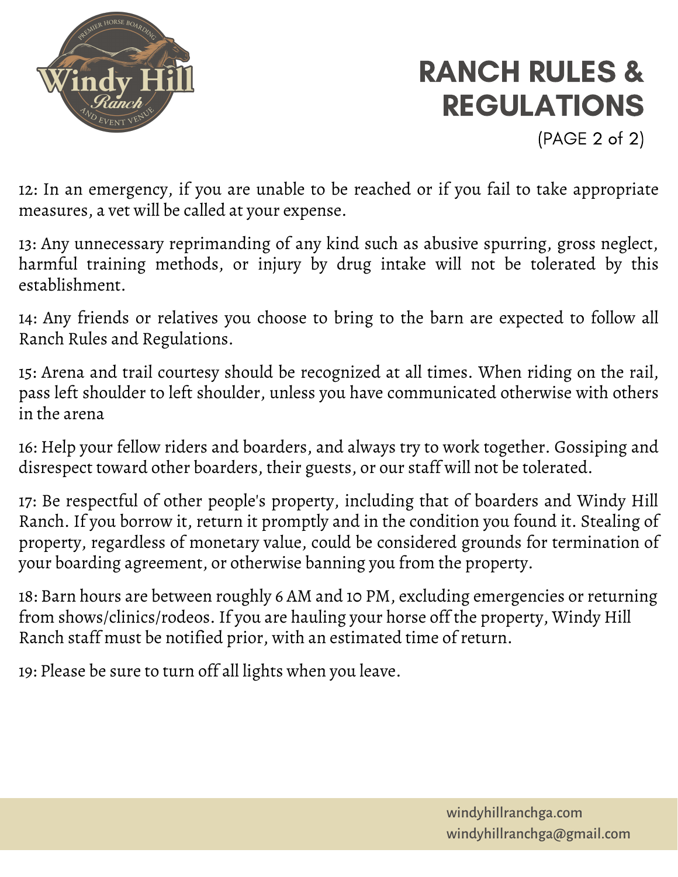# RANCH RULES & REGULATIONS

(PAGE 2 of 2)

12: In an emergency, if you are unable to be reached or if you fail to take appropriate measures, a vet will be called at your expense.

13: Any unnecessary reprimanding of any kind such as abusive spurring, gross neglect, harmful training methods, or injury by drug intake will not be tolerated by this establishment.

14: Any friends or relatives you choose to bring to the barn are expected to follow all Ranch Rules and Regulations.

15: Arena and trail courtesy should be recognized at all times. When riding on the rail, pass left shoulder to left shoulder, unless you have communicated otherwise with others in the arena

16: Help your fellow riders and boarders, and always try to work together. Gossiping and disrespect toward other boarders, their guests, or our staff will not be tolerated.

17: Be respectful of other people's property, including that of boarders and Windy Hill Ranch. If you borrow it, return it promptly and in the condition you found it. Stealing of property, regardless of monetary value, could be considered grounds for termination of your boarding agreement, or otherwise banning you from the property.

18: Barn hours are between roughly 6 AM and 10 PM, excluding emergencies or returning from shows/clinics/rodeos. If you are hauling your horse off the property, Windy Hill Ranch staff must be notified prior, with an estimated time of return.

19: Please be sure to turn off all lights when you leave.

windyhillranchga.com
windyhillranchga@gmail.com